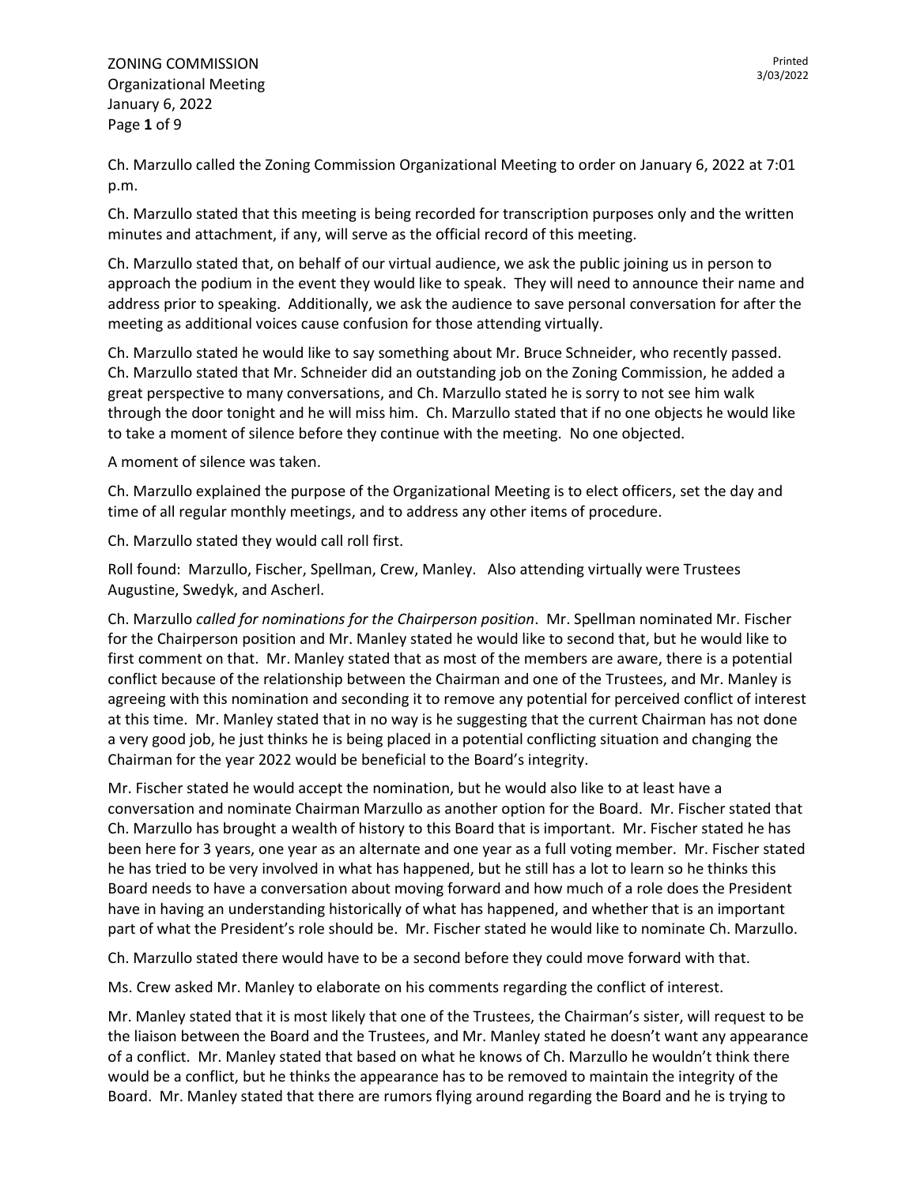Ch. Marzullo called the Zoning Commission Organizational Meeting to order on January 6, 2022 at 7:01 p.m.

Ch. Marzullo stated that this meeting is being recorded for transcription purposes only and the written minutes and attachment, if any, will serve as the official record of this meeting.

Ch. Marzullo stated that, on behalf of our virtual audience, we ask the public joining us in person to approach the podium in the event they would like to speak. They will need to announce their name and address prior to speaking. Additionally, we ask the audience to save personal conversation for after the meeting as additional voices cause confusion for those attending virtually.

Ch. Marzullo stated he would like to say something about Mr. Bruce Schneider, who recently passed. Ch. Marzullo stated that Mr. Schneider did an outstanding job on the Zoning Commission, he added a great perspective to many conversations, and Ch. Marzullo stated he is sorry to not see him walk through the door tonight and he will miss him. Ch. Marzullo stated that if no one objects he would like to take a moment of silence before they continue with the meeting. No one objected.

A moment of silence was taken.

Ch. Marzullo explained the purpose of the Organizational Meeting is to elect officers, set the day and time of all regular monthly meetings, and to address any other items of procedure.

Ch. Marzullo stated they would call roll first.

Roll found: Marzullo, Fischer, Spellman, Crew, Manley. Also attending virtually were Trustees Augustine, Swedyk, and Ascherl.

Ch. Marzullo *called for nominations for the Chairperson position*. Mr. Spellman nominated Mr. Fischer for the Chairperson position and Mr. Manley stated he would like to second that, but he would like to first comment on that. Mr. Manley stated that as most of the members are aware, there is a potential conflict because of the relationship between the Chairman and one of the Trustees, and Mr. Manley is agreeing with this nomination and seconding it to remove any potential for perceived conflict of interest at this time. Mr. Manley stated that in no way is he suggesting that the current Chairman has not done a very good job, he just thinks he is being placed in a potential conflicting situation and changing the Chairman for the year 2022 would be beneficial to the Board's integrity.

Mr. Fischer stated he would accept the nomination, but he would also like to at least have a conversation and nominate Chairman Marzullo as another option for the Board. Mr. Fischer stated that Ch. Marzullo has brought a wealth of history to this Board that is important. Mr. Fischer stated he has been here for 3 years, one year as an alternate and one year as a full voting member. Mr. Fischer stated he has tried to be very involved in what has happened, but he still has a lot to learn so he thinks this Board needs to have a conversation about moving forward and how much of a role does the President have in having an understanding historically of what has happened, and whether that is an important part of what the President's role should be. Mr. Fischer stated he would like to nominate Ch. Marzullo.

Ch. Marzullo stated there would have to be a second before they could move forward with that.

Ms. Crew asked Mr. Manley to elaborate on his comments regarding the conflict of interest.

Mr. Manley stated that it is most likely that one of the Trustees, the Chairman's sister, will request to be the liaison between the Board and the Trustees, and Mr. Manley stated he doesn't want any appearance of a conflict. Mr. Manley stated that based on what he knows of Ch. Marzullo he wouldn't think there would be a conflict, but he thinks the appearance has to be removed to maintain the integrity of the Board. Mr. Manley stated that there are rumors flying around regarding the Board and he is trying to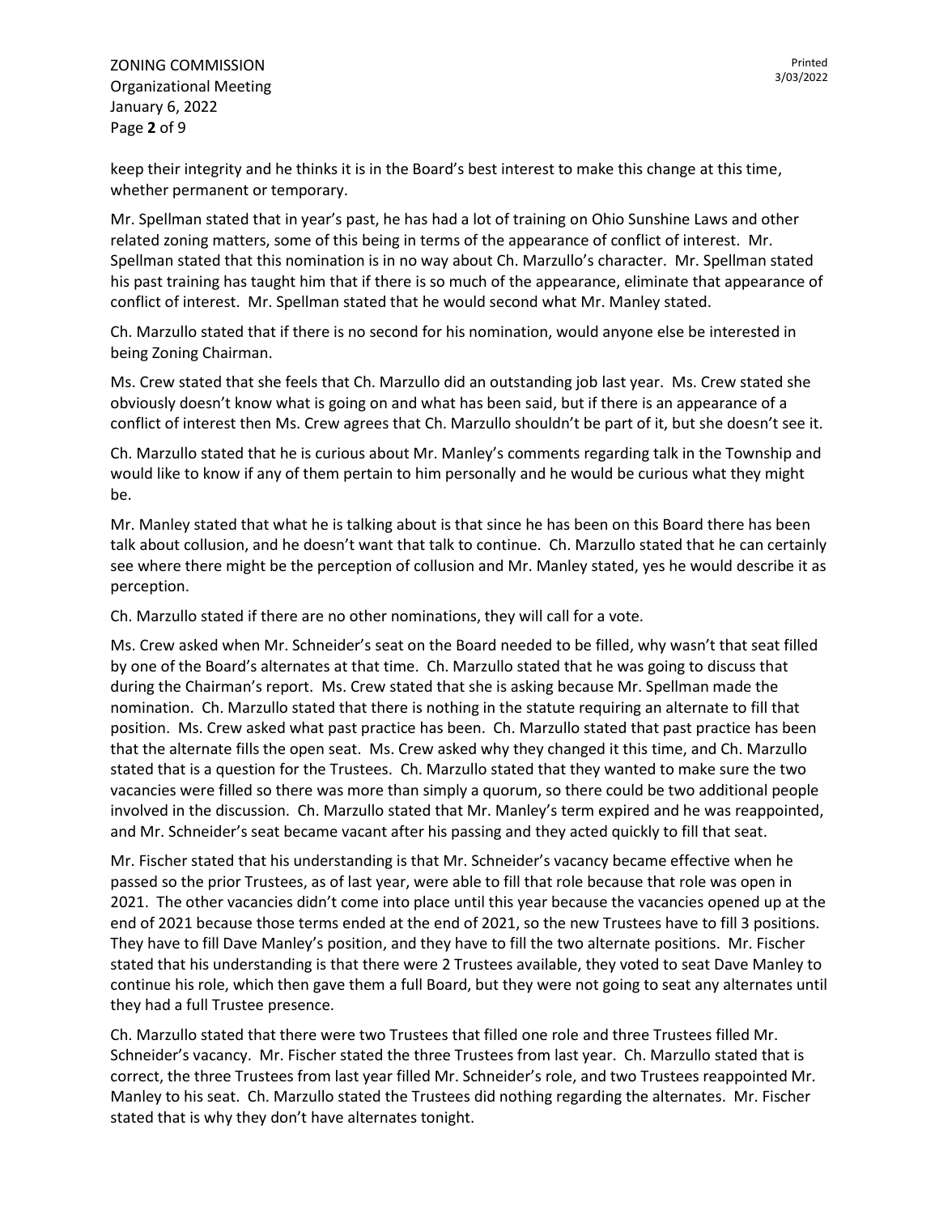keep their integrity and he thinks it is in the Board's best interest to make this change at this time, whether permanent or temporary.

Mr. Spellman stated that in year's past, he has had a lot of training on Ohio Sunshine Laws and other related zoning matters, some of this being in terms of the appearance of conflict of interest. Mr. Spellman stated that this nomination is in no way about Ch. Marzullo's character. Mr. Spellman stated his past training has taught him that if there is so much of the appearance, eliminate that appearance of conflict of interest. Mr. Spellman stated that he would second what Mr. Manley stated.

Ch. Marzullo stated that if there is no second for his nomination, would anyone else be interested in being Zoning Chairman.

Ms. Crew stated that she feels that Ch. Marzullo did an outstanding job last year. Ms. Crew stated she obviously doesn't know what is going on and what has been said, but if there is an appearance of a conflict of interest then Ms. Crew agrees that Ch. Marzullo shouldn't be part of it, but she doesn't see it.

Ch. Marzullo stated that he is curious about Mr. Manley's comments regarding talk in the Township and would like to know if any of them pertain to him personally and he would be curious what they might be.

Mr. Manley stated that what he is talking about is that since he has been on this Board there has been talk about collusion, and he doesn't want that talk to continue. Ch. Marzullo stated that he can certainly see where there might be the perception of collusion and Mr. Manley stated, yes he would describe it as perception.

Ch. Marzullo stated if there are no other nominations, they will call for a vote.

Ms. Crew asked when Mr. Schneider's seat on the Board needed to be filled, why wasn't that seat filled by one of the Board's alternates at that time. Ch. Marzullo stated that he was going to discuss that during the Chairman's report. Ms. Crew stated that she is asking because Mr. Spellman made the nomination. Ch. Marzullo stated that there is nothing in the statute requiring an alternate to fill that position. Ms. Crew asked what past practice has been. Ch. Marzullo stated that past practice has been that the alternate fills the open seat. Ms. Crew asked why they changed it this time, and Ch. Marzullo stated that is a question for the Trustees. Ch. Marzullo stated that they wanted to make sure the two vacancies were filled so there was more than simply a quorum, so there could be two additional people involved in the discussion. Ch. Marzullo stated that Mr. Manley's term expired and he was reappointed, and Mr. Schneider's seat became vacant after his passing and they acted quickly to fill that seat.

Mr. Fischer stated that his understanding is that Mr. Schneider's vacancy became effective when he passed so the prior Trustees, as of last year, were able to fill that role because that role was open in 2021. The other vacancies didn't come into place until this year because the vacancies opened up at the end of 2021 because those terms ended at the end of 2021, so the new Trustees have to fill 3 positions. They have to fill Dave Manley's position, and they have to fill the two alternate positions. Mr. Fischer stated that his understanding is that there were 2 Trustees available, they voted to seat Dave Manley to continue his role, which then gave them a full Board, but they were not going to seat any alternates until they had a full Trustee presence.

Ch. Marzullo stated that there were two Trustees that filled one role and three Trustees filled Mr. Schneider's vacancy. Mr. Fischer stated the three Trustees from last year. Ch. Marzullo stated that is correct, the three Trustees from last year filled Mr. Schneider's role, and two Trustees reappointed Mr. Manley to his seat. Ch. Marzullo stated the Trustees did nothing regarding the alternates. Mr. Fischer stated that is why they don't have alternates tonight.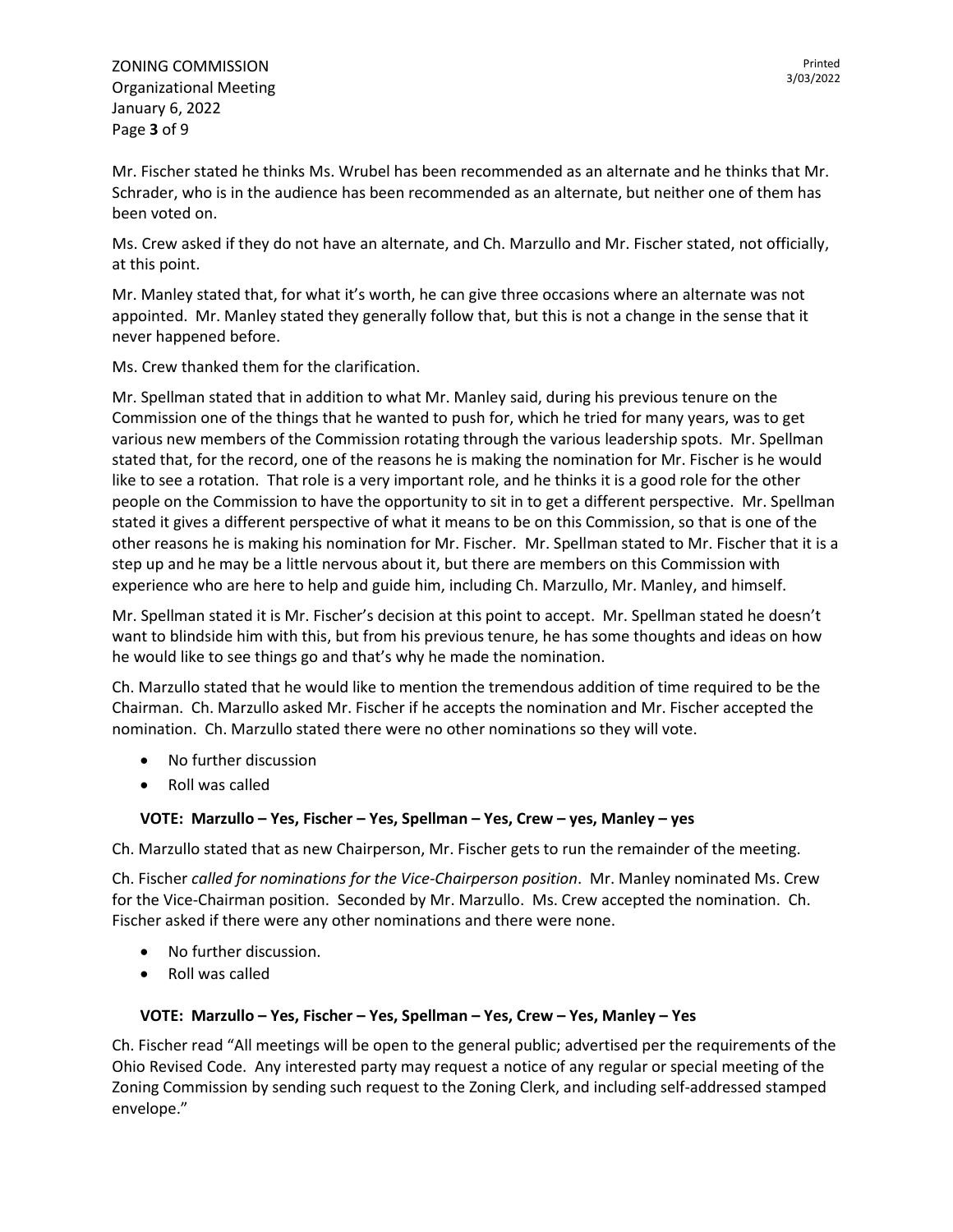Mr. Fischer stated he thinks Ms. Wrubel has been recommended as an alternate and he thinks that Mr. Schrader, who is in the audience has been recommended as an alternate, but neither one of them has been voted on.

Ms. Crew asked if they do not have an alternate, and Ch. Marzullo and Mr. Fischer stated, not officially, at this point.

Mr. Manley stated that, for what it's worth, he can give three occasions where an alternate was not appointed. Mr. Manley stated they generally follow that, but this is not a change in the sense that it never happened before.

Ms. Crew thanked them for the clarification.

Mr. Spellman stated that in addition to what Mr. Manley said, during his previous tenure on the Commission one of the things that he wanted to push for, which he tried for many years, was to get various new members of the Commission rotating through the various leadership spots. Mr. Spellman stated that, for the record, one of the reasons he is making the nomination for Mr. Fischer is he would like to see a rotation. That role is a very important role, and he thinks it is a good role for the other people on the Commission to have the opportunity to sit in to get a different perspective. Mr. Spellman stated it gives a different perspective of what it means to be on this Commission, so that is one of the other reasons he is making his nomination for Mr. Fischer. Mr. Spellman stated to Mr. Fischer that it is a step up and he may be a little nervous about it, but there are members on this Commission with experience who are here to help and guide him, including Ch. Marzullo, Mr. Manley, and himself.

Mr. Spellman stated it is Mr. Fischer's decision at this point to accept. Mr. Spellman stated he doesn't want to blindside him with this, but from his previous tenure, he has some thoughts and ideas on how he would like to see things go and that's why he made the nomination.

Ch. Marzullo stated that he would like to mention the tremendous addition of time required to be the Chairman. Ch. Marzullo asked Mr. Fischer if he accepts the nomination and Mr. Fischer accepted the nomination. Ch. Marzullo stated there were no other nominations so they will vote.

- No further discussion
- Roll was called

**VOTE: Marzullo – Yes, Fischer – Yes, Spellman – Yes, Crew – yes, Manley – yes**

Ch. Marzullo stated that as new Chairperson, Mr. Fischer gets to run the remainder of the meeting.

Ch. Fischer *called for nominations for the Vice-Chairperson position*. Mr. Manley nominated Ms. Crew for the Vice-Chairman position. Seconded by Mr. Marzullo. Ms. Crew accepted the nomination. Ch. Fischer asked if there were any other nominations and there were none.

- No further discussion.
- Roll was called

**VOTE: Marzullo – Yes, Fischer – Yes, Spellman – Yes, Crew – Yes, Manley – Yes**

Ch. Fischer read "All meetings will be open to the general public; advertised per the requirements of the Ohio Revised Code. Any interested party may request a notice of any regular or special meeting of the Zoning Commission by sending such request to the Zoning Clerk, and including self-addressed stamped envelope."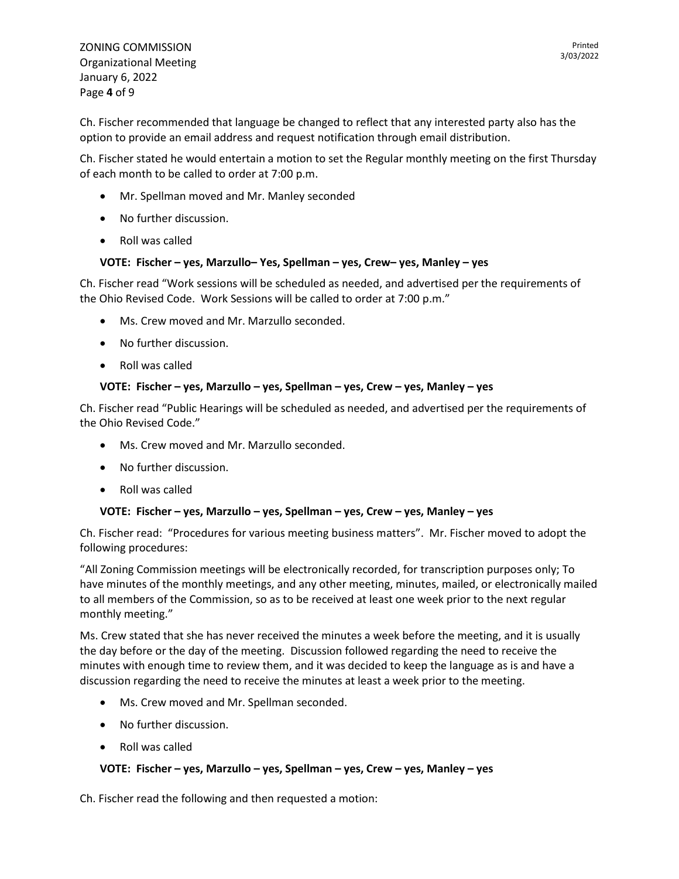Ch. Fischer recommended that language be changed to reflect that any interested party also has the option to provide an email address and request notification through email distribution.

Ch. Fischer stated he would entertain a motion to set the Regular monthly meeting on the first Thursday of each month to be called to order at 7:00 p.m.

- Mr. Spellman moved and Mr. Manley seconded
- No further discussion.
- Roll was called

**VOTE: Fischer – yes, Marzullo– Yes, Spellman – yes, Crew– yes, Manley – yes**

Ch. Fischer read "Work sessions will be scheduled as needed, and advertised per the requirements of the Ohio Revised Code. Work Sessions will be called to order at 7:00 p.m."

- Ms. Crew moved and Mr. Marzullo seconded.
- No further discussion.
- Roll was called

**VOTE: Fischer – yes, Marzullo – yes, Spellman – yes, Crew – yes, Manley – yes**

Ch. Fischer read "Public Hearings will be scheduled as needed, and advertised per the requirements of the Ohio Revised Code."

- Ms. Crew moved and Mr. Marzullo seconded.
- No further discussion.
- Roll was called

**VOTE: Fischer – yes, Marzullo – yes, Spellman – yes, Crew – yes, Manley – yes**

Ch. Fischer read: "Procedures for various meeting business matters". Mr. Fischer moved to adopt the following procedures:

"All Zoning Commission meetings will be electronically recorded, for transcription purposes only; To have minutes of the monthly meetings, and any other meeting, minutes, mailed, or electronically mailed to all members of the Commission, so as to be received at least one week prior to the next regular monthly meeting."

Ms. Crew stated that she has never received the minutes a week before the meeting, and it is usually the day before or the day of the meeting. Discussion followed regarding the need to receive the minutes with enough time to review them, and it was decided to keep the language as is and have a discussion regarding the need to receive the minutes at least a week prior to the meeting.

- Ms. Crew moved and Mr. Spellman seconded.
- No further discussion.
- Roll was called

**VOTE: Fischer – yes, Marzullo – yes, Spellman – yes, Crew – yes, Manley – yes**

Ch. Fischer read the following and then requested a motion: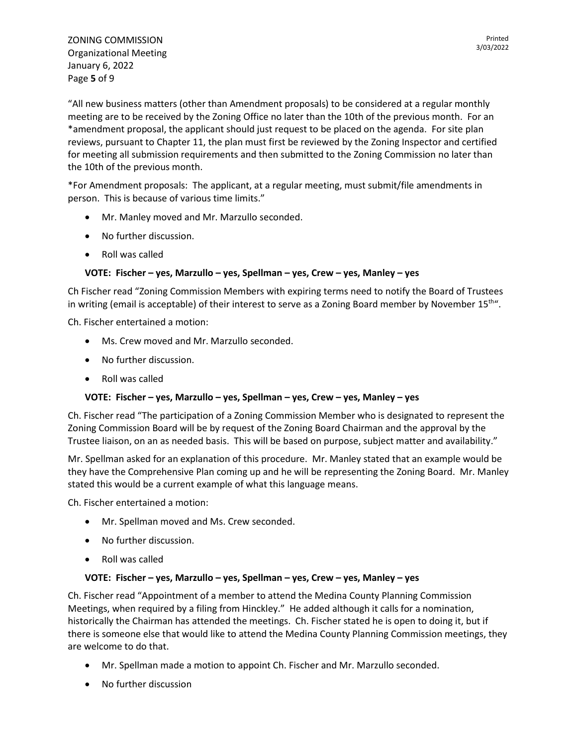"All new business matters (other than Amendment proposals) to be considered at a regular monthly meeting are to be received by the Zoning Office no later than the 10th of the previous month. For an *amendment proposal, the applicant should just request to be placed on the agenda. For site plan reviews, pursuant to Chapter 11, the plan must first be reviewed by the Zoning Inspector and certified for meeting all submission requirements and then submitted to the Zoning Commission no later than the 10th of the previous month.

*For Amendment proposals: The applicant, at a regular meeting, must submit/file amendments in person. This is because of various time limits."

- Mr. Manley moved and Mr. Marzullo seconded.
- No further discussion.
- Roll was called

**VOTE: Fischer – yes, Marzullo – yes, Spellman – yes, Crew – yes, Manley – yes**

Ch Fischer read "Zoning Commission Members with expiring terms need to notify the Board of Trustees in writing (email is acceptable) of their interest to serve as a Zoning Board member by November 15th".

Ch. Fischer entertained a motion:

- Ms. Crew moved and Mr. Marzullo seconded.
- No further discussion.
- Roll was called

**VOTE: Fischer – yes, Marzullo – yes, Spellman – yes, Crew – yes, Manley – yes**

Ch. Fischer read "The participation of a Zoning Commission Member who is designated to represent the Zoning Commission Board will be by request of the Zoning Board Chairman and the approval by the Trustee liaison, on an as needed basis. This will be based on purpose, subject matter and availability."

Mr. Spellman asked for an explanation of this procedure. Mr. Manley stated that an example would be they have the Comprehensive Plan coming up and he will be representing the Zoning Board. Mr. Manley stated this would be a current example of what this language means.

Ch. Fischer entertained a motion:

- Mr. Spellman moved and Ms. Crew seconded.
- No further discussion.
- Roll was called

**VOTE: Fischer – yes, Marzullo – yes, Spellman – yes, Crew – yes, Manley – yes**

Ch. Fischer read "Appointment of a member to attend the Medina County Planning Commission Meetings, when required by a filing from Hinckley." He added although it calls for a nomination, historically the Chairman has attended the meetings. Ch. Fischer stated he is open to doing it, but if there is someone else that would like to attend the Medina County Planning Commission meetings, they are welcome to do that.

- Mr. Spellman made a motion to appoint Ch. Fischer and Mr. Marzullo seconded.
- No further discussion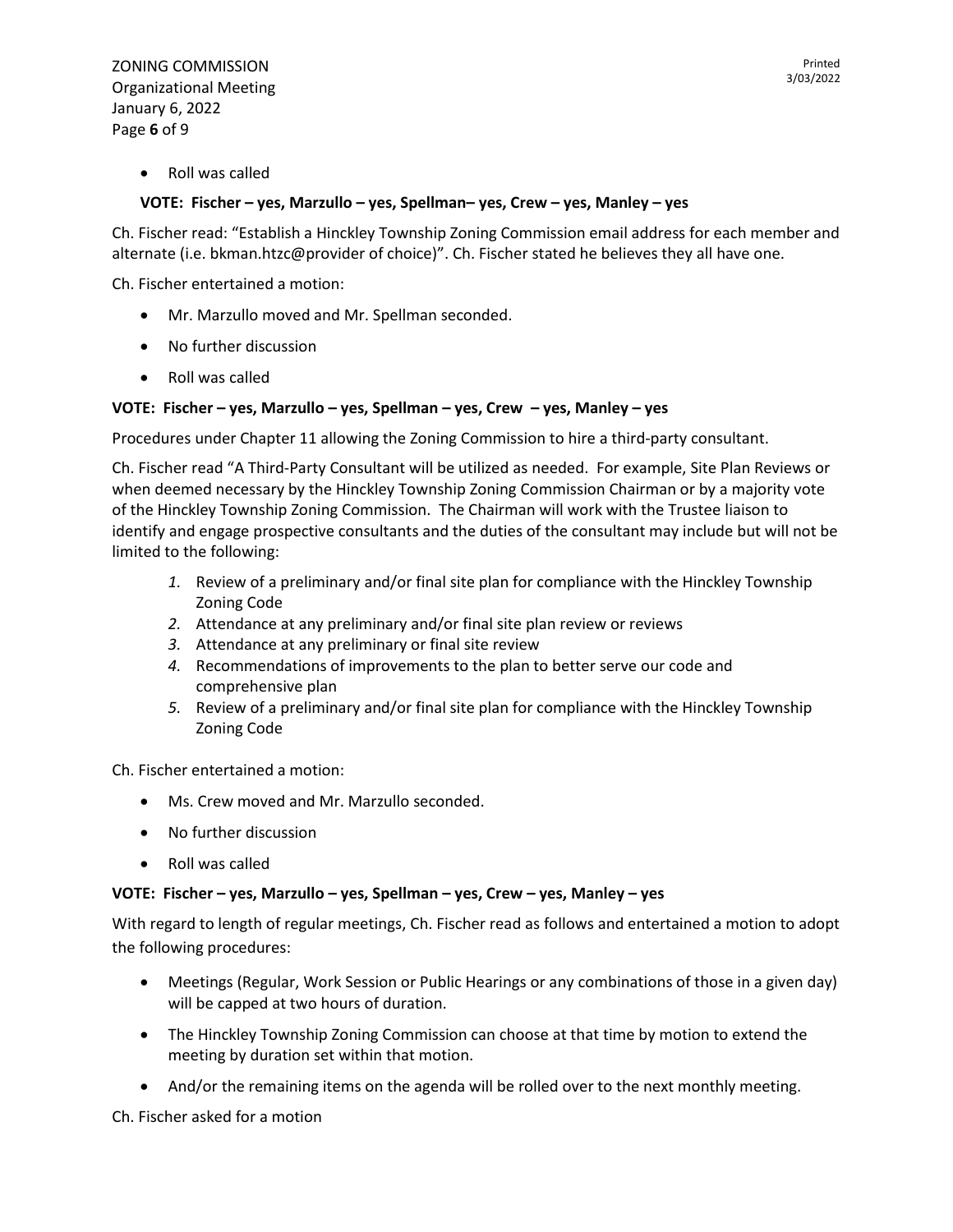- Roll was called

**VOTE: Fischer – yes, Marzullo – yes, Spellman– yes, Crew – yes, Manley – yes**

Ch. Fischer read: "Establish a Hinckley Township Zoning Commission email address for each member and alternate (i.e. bkman.htzc@provider of choice)". Ch. Fischer stated he believes they all have one.

Ch. Fischer entertained a motion:

- Mr. Marzullo moved and Mr. Spellman seconded.
- No further discussion
- Roll was called

**VOTE: Fischer – yes, Marzullo – yes, Spellman – yes, Crew – yes, Manley – yes**

Procedures under Chapter 11 allowing the Zoning Commission to hire a third-party consultant.

Ch. Fischer read "A Third-Party Consultant will be utilized as needed. For example, Site Plan Reviews or when deemed necessary by the Hinckley Township Zoning Commission Chairman or by a majority vote of the Hinckley Township Zoning Commission. The Chairman will work with the Trustee liaison to identify and engage prospective consultants and the duties of the consultant may include but will not be limited to the following:

1. Review of a preliminary and/or final site plan for compliance with the Hinckley Township Zoning Code
2. Attendance at any preliminary and/or final site plan review or reviews
3. Attendance at any preliminary or final site review
4. Recommendations of improvements to the plan to better serve our code and comprehensive plan
5. Review of a preliminary and/or final site plan for compliance with the Hinckley Township Zoning Code

Ch. Fischer entertained a motion:

- Ms. Crew moved and Mr. Marzullo seconded.
- No further discussion
- Roll was called

**VOTE: Fischer – yes, Marzullo – yes, Spellman – yes, Crew – yes, Manley – yes**

With regard to length of regular meetings, Ch. Fischer read as follows and entertained a motion to adopt the following procedures:

- Meetings (Regular, Work Session or Public Hearings or any combinations of those in a given day) will be capped at two hours of duration.
- The Hinckley Township Zoning Commission can choose at that time by motion to extend the meeting by duration set within that motion.
- And/or the remaining items on the agenda will be rolled over to the next monthly meeting.

Ch. Fischer asked for a motion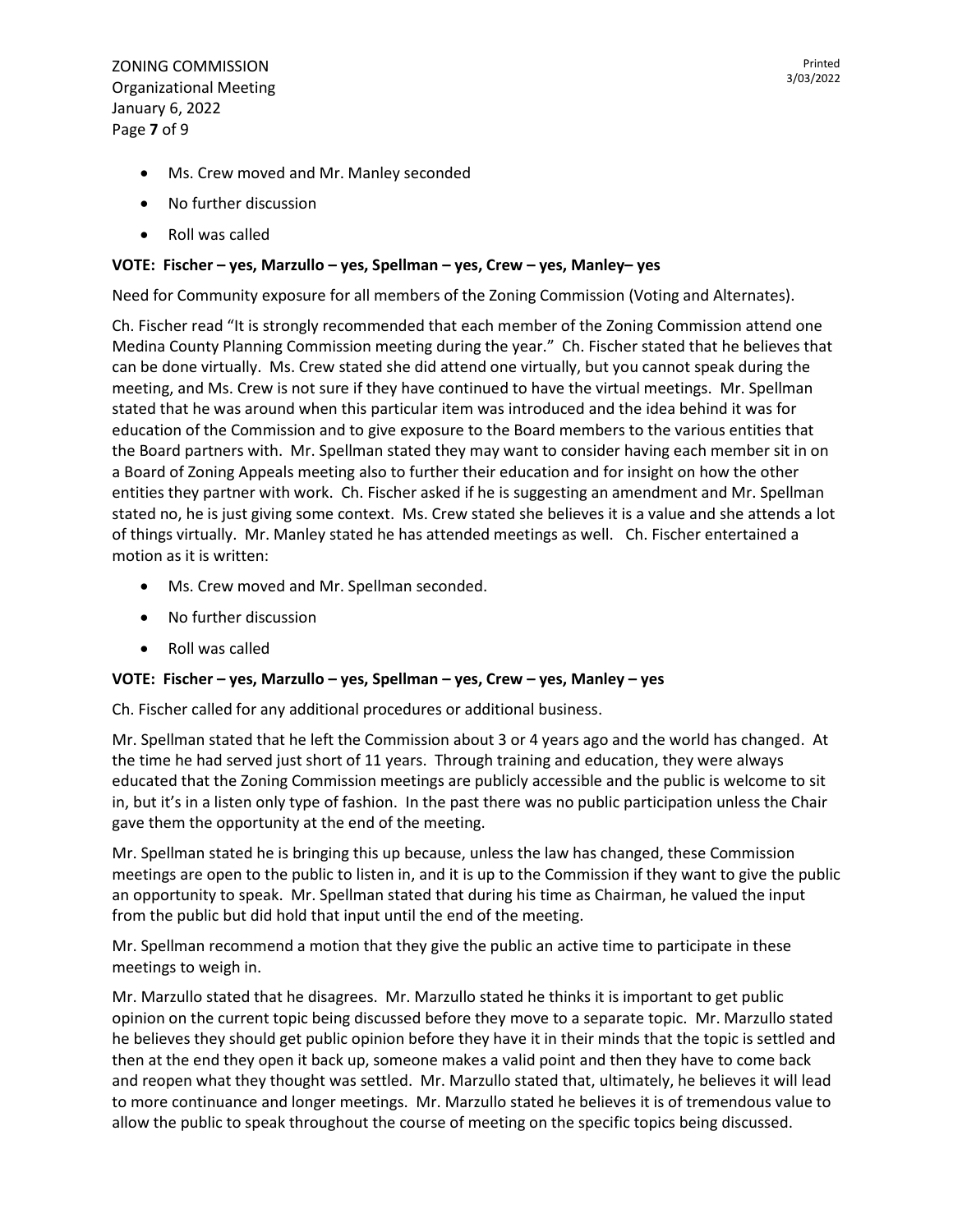- Ms. Crew moved and Mr. Manley seconded
- No further discussion
- Roll was called

**VOTE: Fischer – yes, Marzullo – yes, Spellman – yes, Crew – yes, Manley– yes**

Need for Community exposure for all members of the Zoning Commission (Voting and Alternates).

Ch. Fischer read "It is strongly recommended that each member of the Zoning Commission attend one Medina County Planning Commission meeting during the year." Ch. Fischer stated that he believes that can be done virtually. Ms. Crew stated she did attend one virtually, but you cannot speak during the meeting, and Ms. Crew is not sure if they have continued to have the virtual meetings. Mr. Spellman stated that he was around when this particular item was introduced and the idea behind it was for education of the Commission and to give exposure to the Board members to the various entities that the Board partners with. Mr. Spellman stated they may want to consider having each member sit in on a Board of Zoning Appeals meeting also to further their education and for insight on how the other entities they partner with work. Ch. Fischer asked if he is suggesting an amendment and Mr. Spellman stated no, he is just giving some context. Ms. Crew stated she believes it is a value and she attends a lot of things virtually. Mr. Manley stated he has attended meetings as well. Ch. Fischer entertained a motion as it is written:

- Ms. Crew moved and Mr. Spellman seconded.
- No further discussion
- Roll was called

**VOTE: Fischer – yes, Marzullo – yes, Spellman – yes, Crew – yes, Manley – yes**

Ch. Fischer called for any additional procedures or additional business.

Mr. Spellman stated that he left the Commission about 3 or 4 years ago and the world has changed. At the time he had served just short of 11 years. Through training and education, they were always educated that the Zoning Commission meetings are publicly accessible and the public is welcome to sit in, but it's in a listen only type of fashion. In the past there was no public participation unless the Chair gave them the opportunity at the end of the meeting.

Mr. Spellman stated he is bringing this up because, unless the law has changed, these Commission meetings are open to the public to listen in, and it is up to the Commission if they want to give the public an opportunity to speak. Mr. Spellman stated that during his time as Chairman, he valued the input from the public but did hold that input until the end of the meeting.

Mr. Spellman recommend a motion that they give the public an active time to participate in these meetings to weigh in.

Mr. Marzullo stated that he disagrees. Mr. Marzullo stated he thinks it is important to get public opinion on the current topic being discussed before they move to a separate topic. Mr. Marzullo stated he believes they should get public opinion before they have it in their minds that the topic is settled and then at the end they open it back up, someone makes a valid point and then they have to come back and reopen what they thought was settled. Mr. Marzullo stated that, ultimately, he believes it will lead to more continuance and longer meetings. Mr. Marzullo stated he believes it is of tremendous value to allow the public to speak throughout the course of meeting on the specific topics being discussed.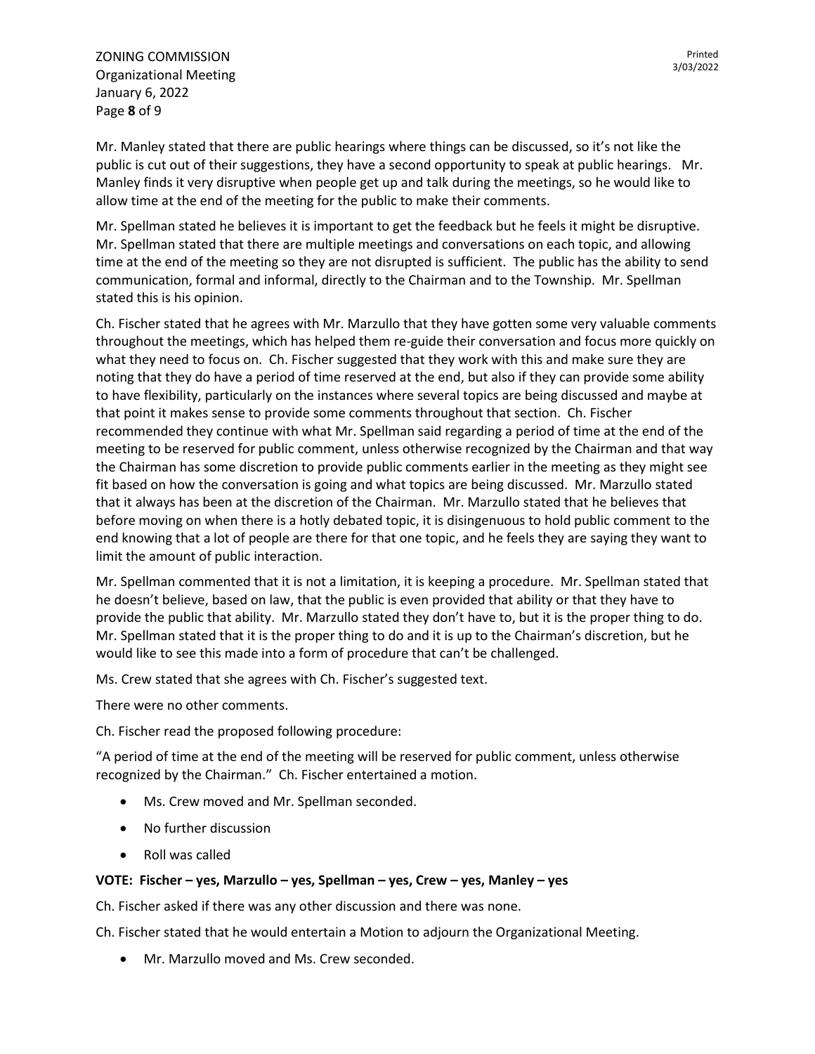Mr. Manley stated that there are public hearings where things can be discussed, so it's not like the public is cut out of their suggestions, they have a second opportunity to speak at public hearings. Mr. Manley finds it very disruptive when people get up and talk during the meetings, so he would like to allow time at the end of the meeting for the public to make their comments.

Mr. Spellman stated he believes it is important to get the feedback but he feels it might be disruptive. Mr. Spellman stated that there are multiple meetings and conversations on each topic, and allowing time at the end of the meeting so they are not disrupted is sufficient. The public has the ability to send communication, formal and informal, directly to the Chairman and to the Township. Mr. Spellman stated this is his opinion.

Ch. Fischer stated that he agrees with Mr. Marzullo that they have gotten some very valuable comments throughout the meetings, which has helped them re-guide their conversation and focus more quickly on what they need to focus on. Ch. Fischer suggested that they work with this and make sure they are noting that they do have a period of time reserved at the end, but also if they can provide some ability to have flexibility, particularly on the instances where several topics are being discussed and maybe at that point it makes sense to provide some comments throughout that section. Ch. Fischer recommended they continue with what Mr. Spellman said regarding a period of time at the end of the meeting to be reserved for public comment, unless otherwise recognized by the Chairman and that way the Chairman has some discretion to provide public comments earlier in the meeting as they might see fit based on how the conversation is going and what topics are being discussed. Mr. Marzullo stated that it always has been at the discretion of the Chairman. Mr. Marzullo stated that he believes that before moving on when there is a hotly debated topic, it is disingenuous to hold public comment to the end knowing that a lot of people are there for that one topic, and he feels they are saying they want to limit the amount of public interaction.

Mr. Spellman commented that it is not a limitation, it is keeping a procedure. Mr. Spellman stated that he doesn't believe, based on law, that the public is even provided that ability or that they have to provide the public that ability. Mr. Marzullo stated they don't have to, but it is the proper thing to do. Mr. Spellman stated that it is the proper thing to do and it is up to the Chairman's discretion, but he would like to see this made into a form of procedure that can't be challenged.

Ms. Crew stated that she agrees with Ch. Fischer's suggested text.

There were no other comments.

Ch. Fischer read the proposed following procedure:

"A period of time at the end of the meeting will be reserved for public comment, unless otherwise recognized by the Chairman." Ch. Fischer entertained a motion.

- Ms. Crew moved and Mr. Spellman seconded.
- No further discussion
- Roll was called

**VOTE: Fischer – yes, Marzullo – yes, Spellman – yes, Crew – yes, Manley – yes**

Ch. Fischer asked if there was any other discussion and there was none.

Ch. Fischer stated that he would entertain a Motion to adjourn the Organizational Meeting.

- Mr. Marzullo moved and Ms. Crew seconded.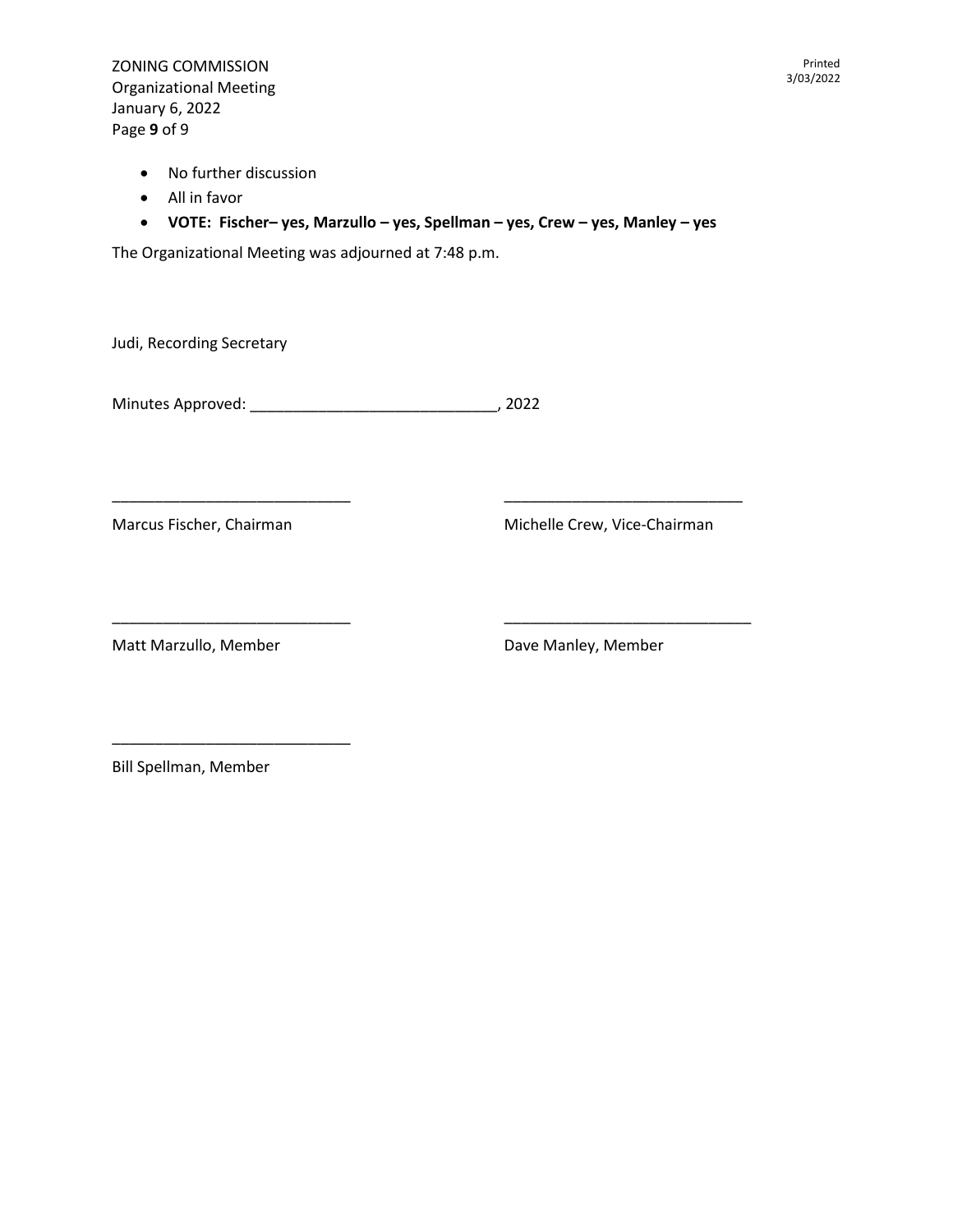- No further discussion
- All in favor
- **VOTE: Fischer– yes, Marzullo – yes, Spellman – yes, Crew – yes, Manley – yes**

The Organizational Meeting was adjourned at 7:48 p.m.

Judi, Recording Secretary

Minutes Approved: _____________________________, 2022

____________________________
Marcus Fischer, Chairman

____________________________
Michelle Crew, Vice-Chairman

____________________________
Matt Marzullo, Member

_____________________________
Dave Manley, Member

____________________________
Bill Spellman, Member